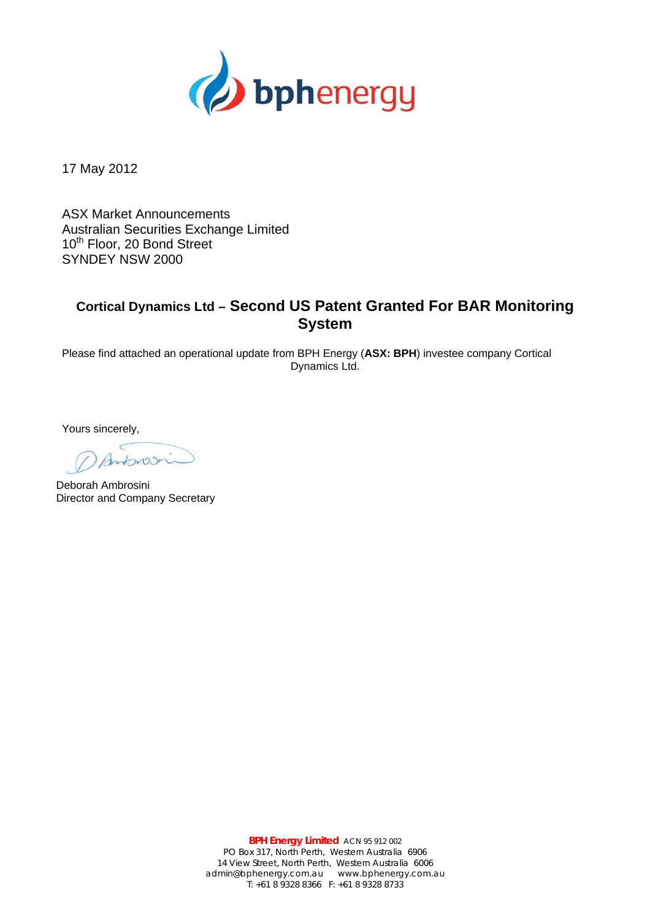17 May 2012

ASX Market Announcements
Australian Securities Exchange Limited
10th Floor, 20 Bond Street
SYNDEY NSW 2000

## Cortical Dynamics Ltd – Second US Patent Granted For BAR Monitoring System

Please find attached an operational update from BPH Energy (**ASX: BPH**) investee company Cortical Dynamics Ltd.

Yours sincerely,

Deborah Ambrosini
Director and Company Secretary

**BPH Energy Limited** ACN 95 912 002
PO Box 317, North Perth, Western Australia 6906
14 View Street, North Perth, Western Australia 6006
admin@bphenergy.com.au www.bphenergy.com.au
T: +61 8 9328 8366 F: +61 8 9328 8733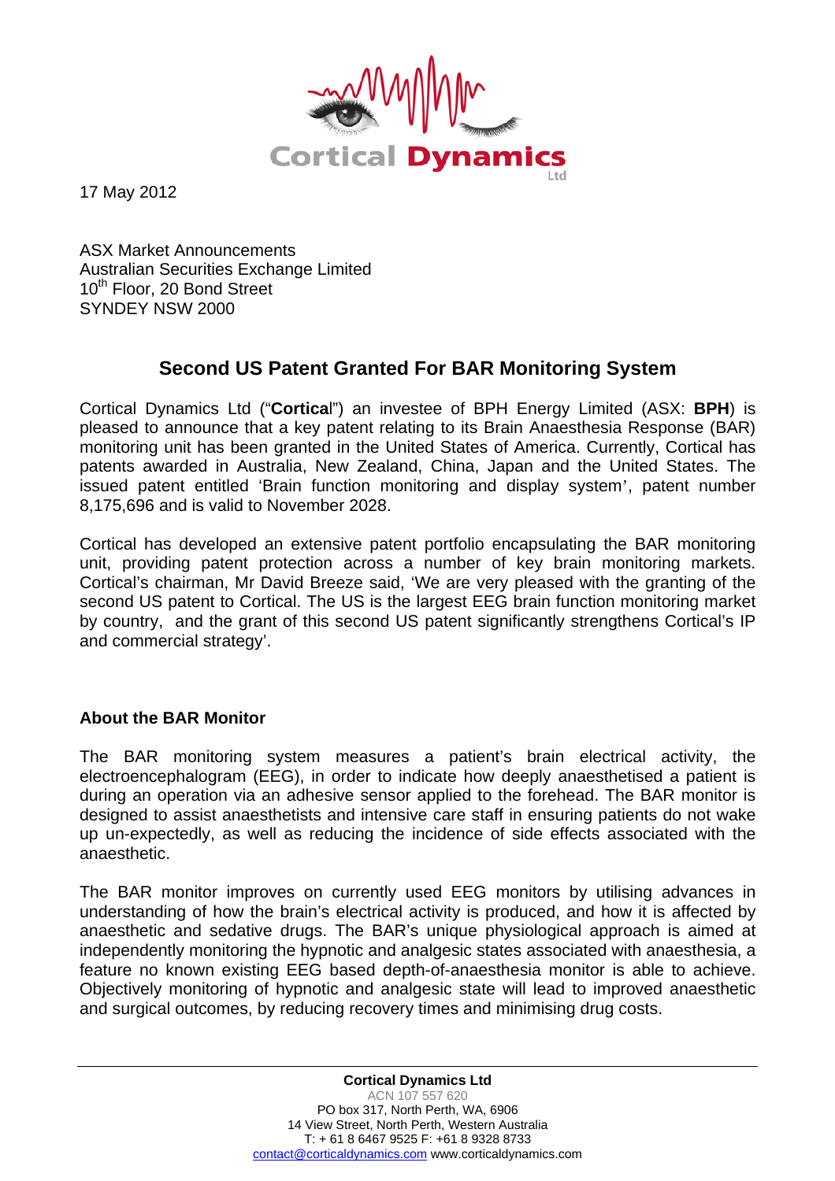Cortical Dynamics Ltd

17 May 2012

ASX Market Announcements
Australian Securities Exchange Limited
10th Floor, 20 Bond Street
SYNDEY NSW 2000

## Second US Patent Granted For BAR Monitoring System

Cortical Dynamics Ltd ("**Cortica**l") an investee of BPH Energy Limited (ASX: **BPH**) is pleased to announce that a key patent relating to its Brain Anaesthesia Response (BAR) monitoring unit has been granted in the United States of America. Currently, Cortical has patents awarded in Australia, New Zealand, China, Japan and the United States. The issued patent entitled 'Brain function monitoring and display system', patent number 8,175,696 and is valid to November 2028.

Cortical has developed an extensive patent portfolio encapsulating the BAR monitoring unit, providing patent protection across a number of key brain monitoring markets. Cortical's chairman, Mr David Breeze said, 'We are very pleased with the granting of the second US patent to Cortical. The US is the largest EEG brain function monitoring market by country, and the grant of this second US patent significantly strengthens Cortical's IP and commercial strategy'.

### About the BAR Monitor

The BAR monitoring system measures a patient's brain electrical activity, the electroencephalogram (EEG), in order to indicate how deeply anaesthetised a patient is during an operation via an adhesive sensor applied to the forehead. The BAR monitor is designed to assist anaesthetists and intensive care staff in ensuring patients do not wake up un-expectedly, as well as reducing the incidence of side effects associated with the anaesthetic.

The BAR monitor improves on currently used EEG monitors by utilising advances in understanding of how the brain's electrical activity is produced, and how it is affected by anaesthetic and sedative drugs. The BAR's unique physiological approach is aimed at independently monitoring the hypnotic and analgesic states associated with anaesthesia, a feature no known existing EEG based depth-of-anaesthesia monitor is able to achieve. Objectively monitoring of hypnotic and analgesic state will lead to improved anaesthetic and surgical outcomes, by reducing recovery times and minimising drug costs.

**Cortical Dynamics Ltd**
ACN 107 557 620
PO box 317, North Perth, WA, 6906
14 View Street, North Perth, Western Australia
T: + 61 8 6467 9525 F: +61 8 9328 8733
contact@corticaldynamics.com www.corticaldynamics.com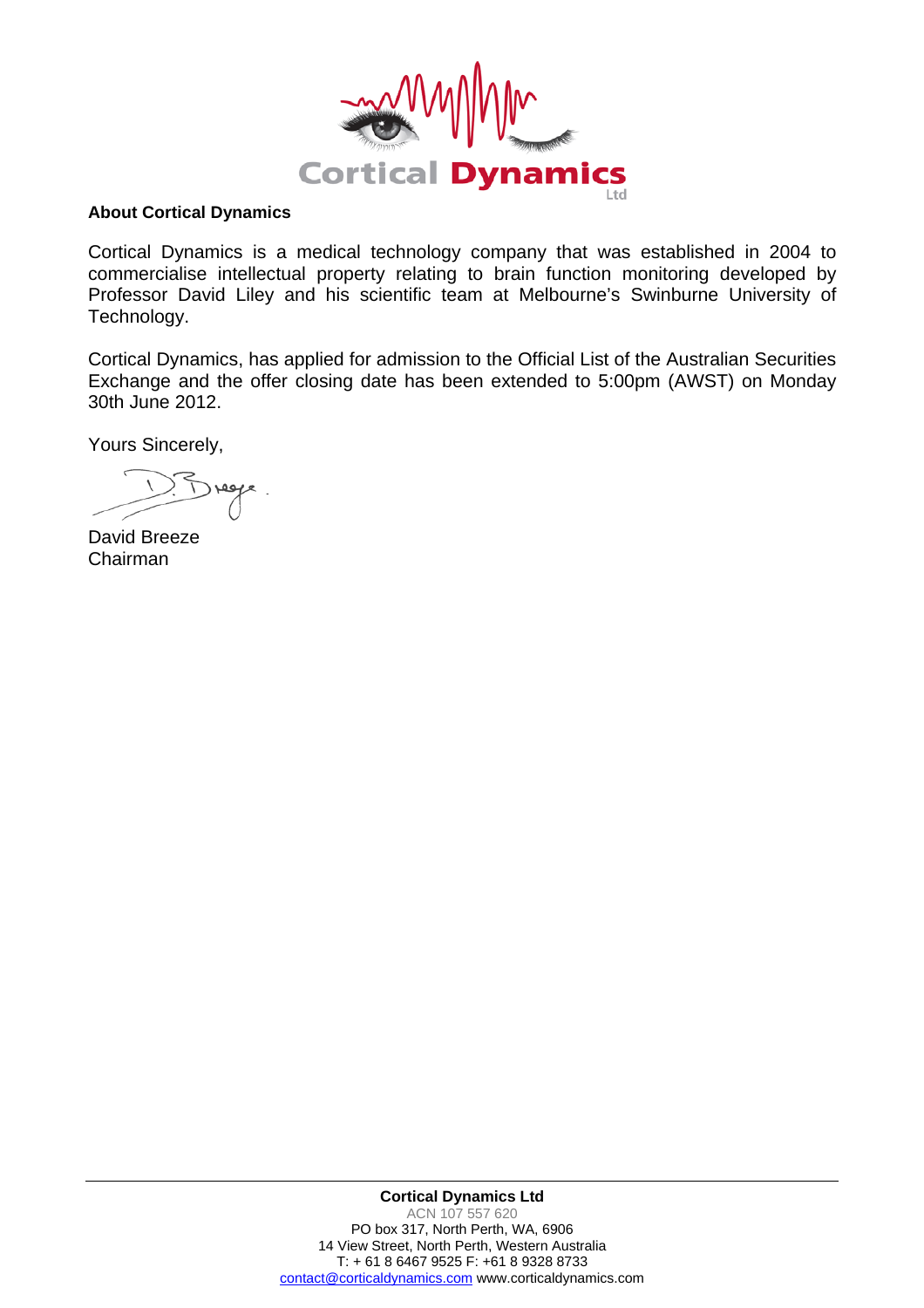**About Cortical Dynamics**

Cortical Dynamics is a medical technology company that was established in 2004 to commercialise intellectual property relating to brain function monitoring developed by Professor David Liley and his scientific team at Melbourne's Swinburne University of Technology.

Cortical Dynamics, has applied for admission to the Official List of the Australian Securities Exchange and the offer closing date has been extended to 5:00pm (AWST) on Monday 30th June 2012.

Yours Sincerely,

David Breeze
Chairman

---

**Cortical Dynamics Ltd**
ACN 107 557 620
PO box 317, North Perth, WA, 6906
14 View Street, North Perth, Western Australia
T: + 61 8 6467 9525 F: +61 8 9328 8733
contact@corticaldynamics.com www.corticaldynamics.com